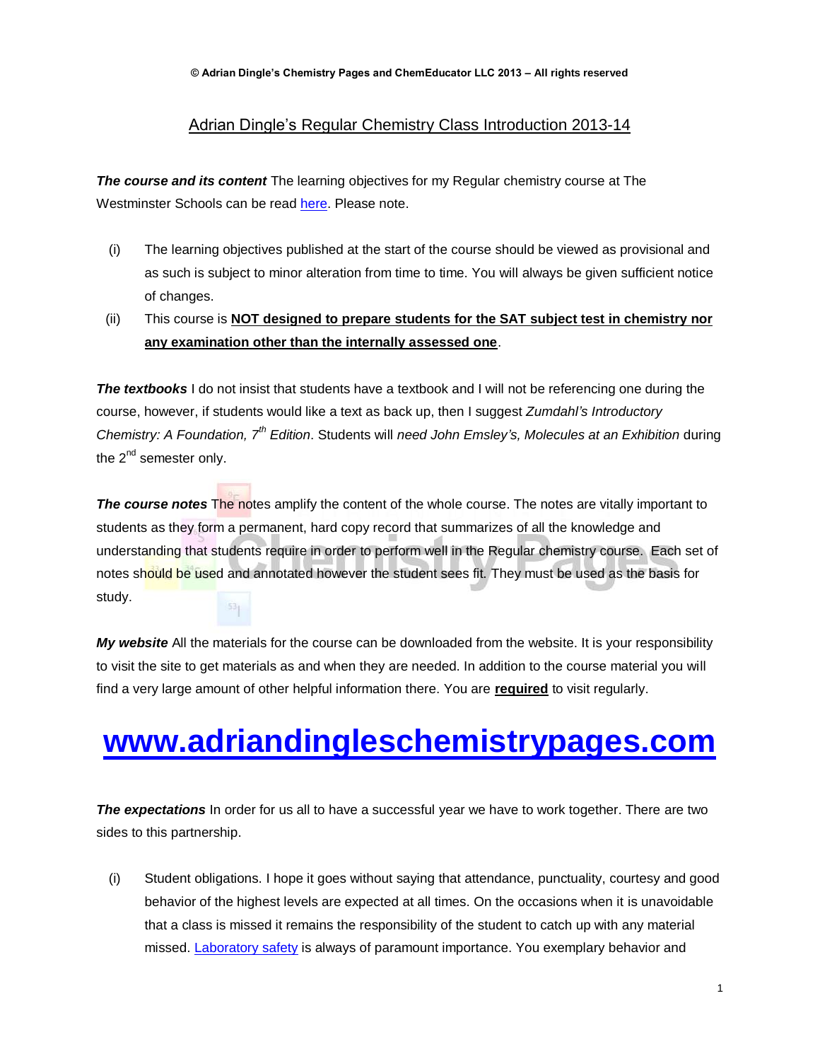© Adrian Dingle's Chemistry Pages and ChemEducator LLC 2013 – All rights reserved

# Adrian Dingle's Regular Chemistry Class Introduction 2013-14

***The course and its content*** The learning objectives for my Regular chemistry course at The Westminster Schools can be read here. Please note.

(i) The learning objectives published at the start of the course should be viewed as provisional and as such is subject to minor alteration from time to time. You will always be given sufficient notice of changes.

(ii) This course is **NOT designed to prepare students for the SAT subject test in chemistry nor any examination other than the internally assessed one**.

***The textbooks*** I do not insist that students have a textbook and I will not be referencing one during the course, however, if students would like a text as back up, then I suggest *Zumdahl's Introductory Chemistry: A Foundation, 7th Edition*. Students will *need John Emsley's, Molecules at an Exhibition* during the 2nd semester only.

***The course notes*** The notes amplify the content of the whole course. The notes are vitally important to students as they form a permanent, hard copy record that summarizes of all the knowledge and understanding that students require in order to perform well in the Regular chemistry course. Each set of notes should be used and annotated however the student sees fit. They must be used as the basis for study.

***My website*** All the materials for the course can be downloaded from the website. It is your responsibility to visit the site to get materials as and when they are needed. In addition to the course material you will find a very large amount of other helpful information there. You are **required** to visit regularly.

# www.adriandingleschemistrypages.com

***The expectations*** In order for us all to have a successful year we have to work together. There are two sides to this partnership.

(i) Student obligations. I hope it goes without saying that attendance, punctuality, courtesy and good behavior of the highest levels are expected at all times. On the occasions when it is unavoidable that a class is missed it remains the responsibility of the student to catch up with any material missed. Laboratory safety is always of paramount importance. You exemplary behavior and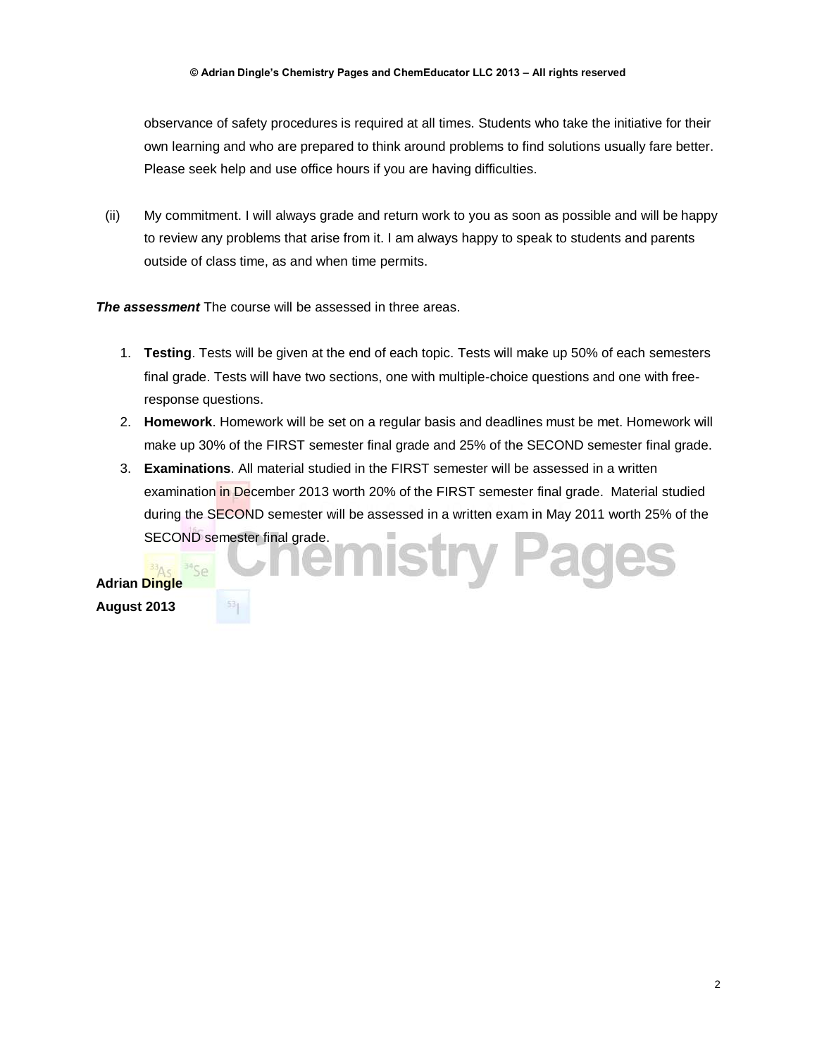observance of safety procedures is required at all times. Students who take the initiative for their own learning and who are prepared to think around problems to find solutions usually fare better. Please seek help and use office hours if you are having difficulties.

(ii) My commitment. I will always grade and return work to you as soon as possible and will be happy to review any problems that arise from it. I am always happy to speak to students and parents outside of class time, as and when time permits.

***The assessment*** The course will be assessed in three areas.

1. **Testing**. Tests will be given at the end of each topic. Tests will make up 50% of each semesters final grade. Tests will have two sections, one with multiple-choice questions and one with free-response questions.
2. **Homework**. Homework will be set on a regular basis and deadlines must be met. Homework will make up 30% of the FIRST semester final grade and 25% of the SECOND semester final grade.
3. **Examinations**. All material studied in the FIRST semester will be assessed in a written examination in December 2013 worth 20% of the FIRST semester final grade. Material studied during the SECOND semester will be assessed in a written exam in May 2011 worth 25% of the SECOND semester final grade.

**Adrian Dingle**
**August 2013**